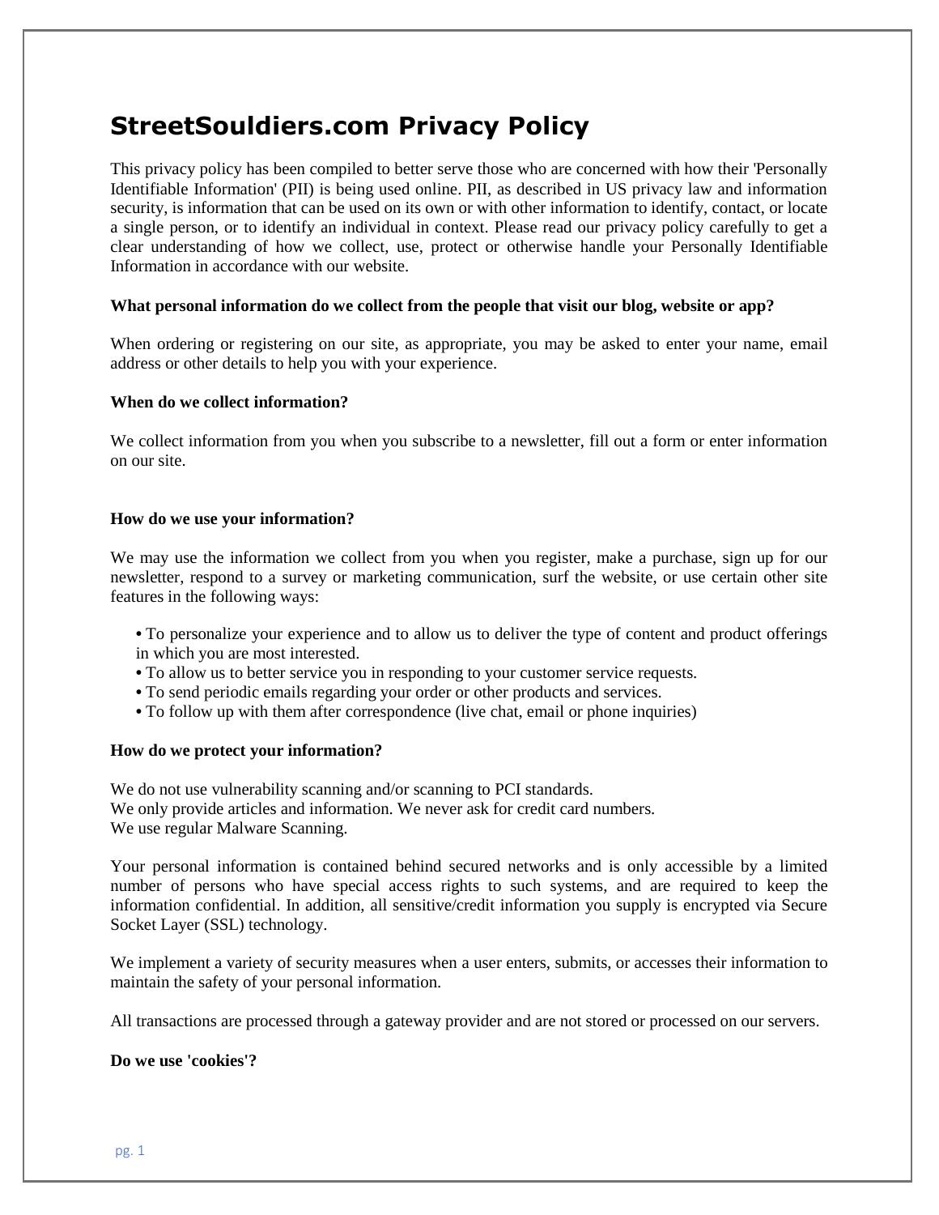# StreetSouldiers.com Privacy Policy

This privacy policy has been compiled to better serve those who are concerned with how their 'Personally Identifiable Information' (PII) is being used online. PII, as described in US privacy law and information security, is information that can be used on its own or with other information to identify, contact, or locate a single person, or to identify an individual in context. Please read our privacy policy carefully to get a clear understanding of how we collect, use, protect or otherwise handle your Personally Identifiable Information in accordance with our website.

**What personal information do we collect from the people that visit our blog, website or app?**

When ordering or registering on our site, as appropriate, you may be asked to enter your name, email address or other details to help you with your experience.

**When do we collect information?**

We collect information from you when you subscribe to a newsletter, fill out a form or enter information on our site.

**How do we use your information?**

We may use the information we collect from you when you register, make a purchase, sign up for our newsletter, respond to a survey or marketing communication, surf the website, or use certain other site features in the following ways:

- To personalize your experience and to allow us to deliver the type of content and product offerings in which you are most interested.
- To allow us to better service you in responding to your customer service requests.
- To send periodic emails regarding your order or other products and services.
- To follow up with them after correspondence (live chat, email or phone inquiries)

**How do we protect your information?**

We do not use vulnerability scanning and/or scanning to PCI standards.
We only provide articles and information. We never ask for credit card numbers.
We use regular Malware Scanning.

Your personal information is contained behind secured networks and is only accessible by a limited number of persons who have special access rights to such systems, and are required to keep the information confidential. In addition, all sensitive/credit information you supply is encrypted via Secure Socket Layer (SSL) technology.

We implement a variety of security measures when a user enters, submits, or accesses their information to maintain the safety of your personal information.

All transactions are processed through a gateway provider and are not stored or processed on our servers.

**Do we use 'cookies'?**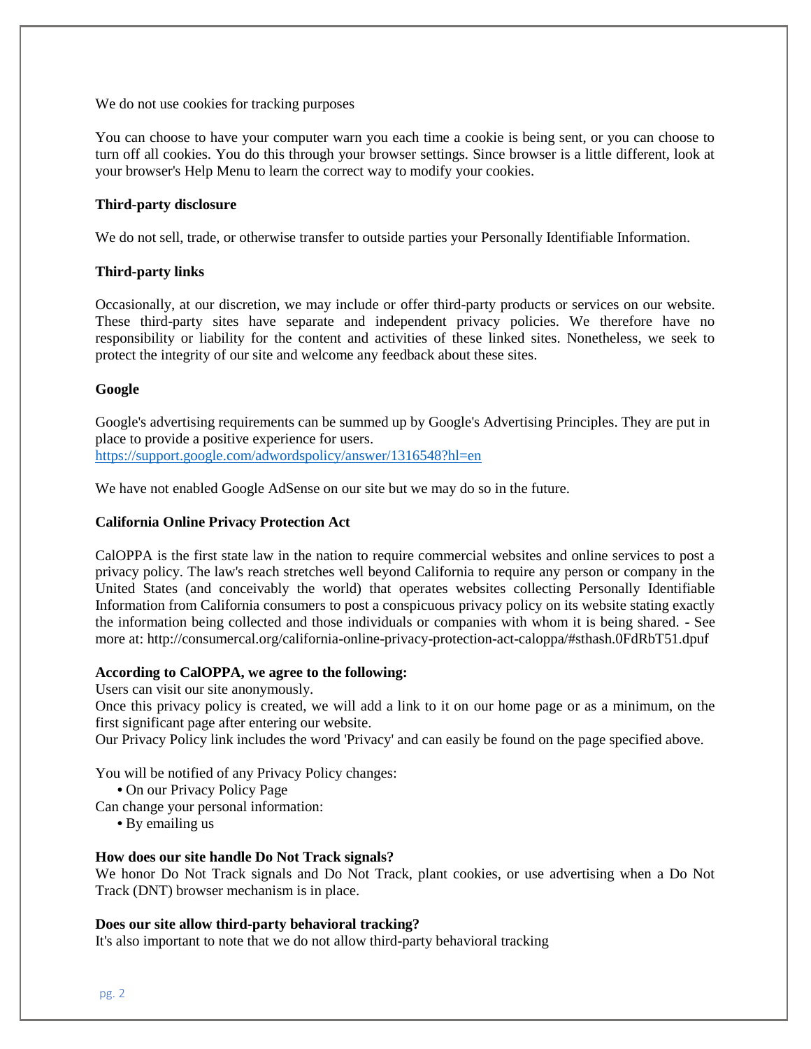We do not use cookies for tracking purposes

You can choose to have your computer warn you each time a cookie is being sent, or you can choose to turn off all cookies. You do this through your browser settings. Since browser is a little different, look at your browser's Help Menu to learn the correct way to modify your cookies.

**Third-party disclosure**

We do not sell, trade, or otherwise transfer to outside parties your Personally Identifiable Information.

**Third-party links**

Occasionally, at our discretion, we may include or offer third-party products or services on our website. These third-party sites have separate and independent privacy policies. We therefore have no responsibility or liability for the content and activities of these linked sites. Nonetheless, we seek to protect the integrity of our site and welcome any feedback about these sites.

**Google**

Google's advertising requirements can be summed up by Google's Advertising Principles. They are put in place to provide a positive experience for users.
[https://support.google.com/adwordspolicy/answer/1316548?hl=en](https://support.google.com/adwordspolicy/answer/1316548?hl=en)

We have not enabled Google AdSense on our site but we may do so in the future.

**California Online Privacy Protection Act**

CalOPPA is the first state law in the nation to require commercial websites and online services to post a privacy policy. The law's reach stretches well beyond California to require any person or company in the United States (and conceivably the world) that operates websites collecting Personally Identifiable Information from California consumers to post a conspicuous privacy policy on its website stating exactly the information being collected and those individuals or companies with whom it is being shared. - See more at: http://consumercal.org/california-online-privacy-protection-act-caloppa/#sthash.0FdRbT51.dpuf

**According to CalOPPA, we agree to the following:**
Users can visit our site anonymously.
Once this privacy policy is created, we will add a link to it on our home page or as a minimum, on the first significant page after entering our website.
Our Privacy Policy link includes the word 'Privacy' and can easily be found on the page specified above.

You will be notified of any Privacy Policy changes:
- On our Privacy Policy Page

Can change your personal information:
- By emailing us

**How does our site handle Do Not Track signals?**
We honor Do Not Track signals and Do Not Track, plant cookies, or use advertising when a Do Not Track (DNT) browser mechanism is in place.

**Does our site allow third-party behavioral tracking?**
It's also important to note that we do not allow third-party behavioral tracking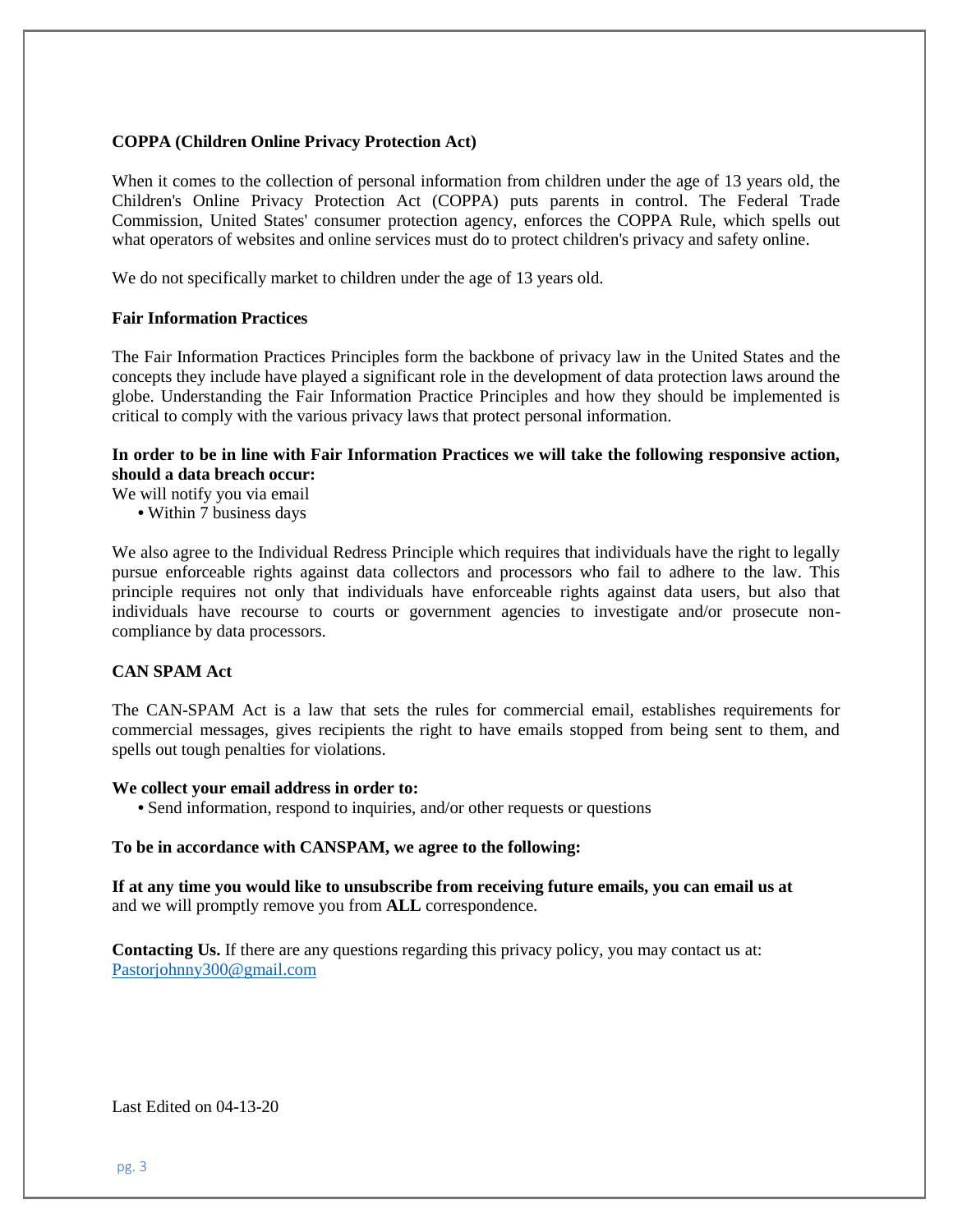**COPPA (Children Online Privacy Protection Act)**

When it comes to the collection of personal information from children under the age of 13 years old, the Children's Online Privacy Protection Act (COPPA) puts parents in control. The Federal Trade Commission, United States' consumer protection agency, enforces the COPPA Rule, which spells out what operators of websites and online services must do to protect children's privacy and safety online.

We do not specifically market to children under the age of 13 years old.

**Fair Information Practices**

The Fair Information Practices Principles form the backbone of privacy law in the United States and the concepts they include have played a significant role in the development of data protection laws around the globe. Understanding the Fair Information Practice Principles and how they should be implemented is critical to comply with the various privacy laws that protect personal information.

**In order to be in line with Fair Information Practices we will take the following responsive action, should a data breach occur:**

We will notify you via email

- Within 7 business days

We also agree to the Individual Redress Principle which requires that individuals have the right to legally pursue enforceable rights against data collectors and processors who fail to adhere to the law. This principle requires not only that individuals have enforceable rights against data users, but also that individuals have recourse to courts or government agencies to investigate and/or prosecute non-compliance by data processors.

**CAN SPAM Act**

The CAN-SPAM Act is a law that sets the rules for commercial email, establishes requirements for commercial messages, gives recipients the right to have emails stopped from being sent to them, and spells out tough penalties for violations.

**We collect your email address in order to:**

- Send information, respond to inquiries, and/or other requests or questions

**To be in accordance with CANSPAM, we agree to the following:**

**If at any time you would like to unsubscribe from receiving future emails, you can email us at** and we will promptly remove you from **ALL** correspondence.

**Contacting Us.** If there are any questions regarding this privacy policy, you may contact us at: Pastorjohnny300@gmail.com

Last Edited on 04-13-20